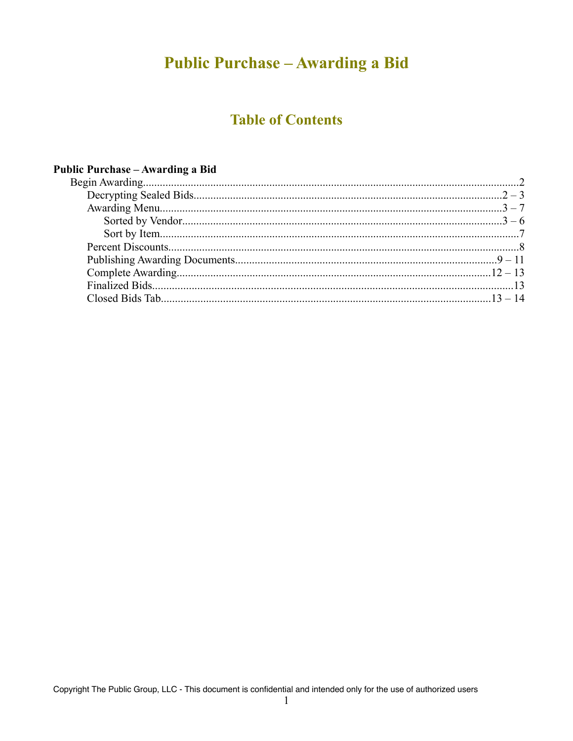# Public Purchase – Awarding a Bid

## Table of Contents

**Public Purchase – Awarding a Bid**

- Begin Awarding........................................................................2
  - Decrypting Sealed Bids........................................................................2 – 3
  - Awarding Menu........................................................................3 – 7
    - Sorted by Vendor........................................................................3 – 6
    - Sort by Item........................................................................7
  - Percent Discounts........................................................................8
  - Publishing Awarding Documents........................................................................9 – 11
  - Complete Awarding........................................................................12 – 13
  - Finalized Bids........................................................................13
  - Closed Bids Tab........................................................................13 – 14

Copyright The Public Group, LLC - This document is confidential and intended only for the use of authorized users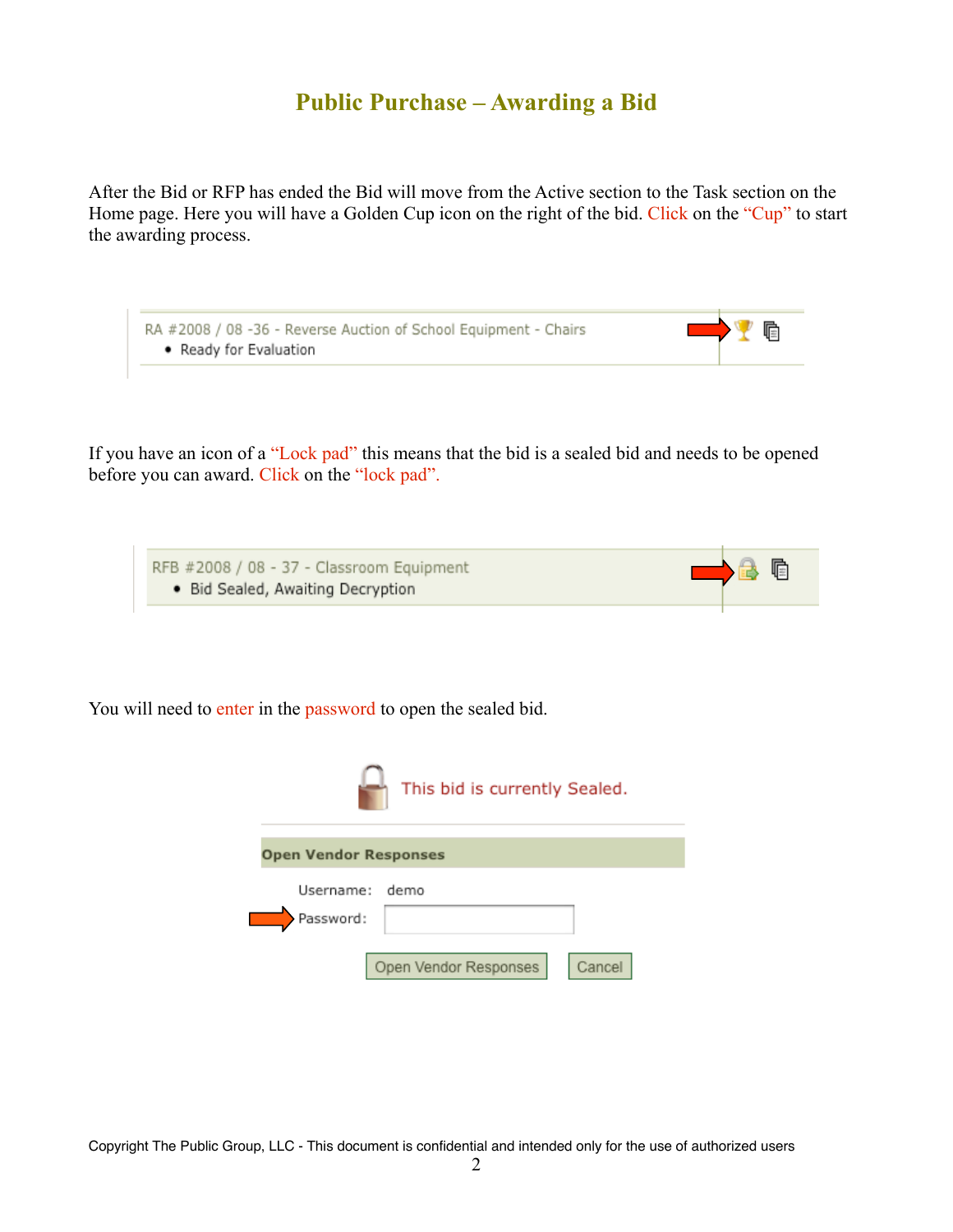# Public Purchase – Awarding a Bid

After the Bid or RFP has ended the Bid will move from the Active section to the Task section on the Home page. Here you will have a Golden Cup icon on the right of the bid. Click on the "Cup" to start the awarding process.

RA #2008 / 08 -36 - Reverse Auction of School Equipment - Chairs
- Ready for Evaluation

If you have an icon of a "Lock pad" this means that the bid is a sealed bid and needs to be opened before you can award. Click on the "lock pad".

RFB #2008 / 08 - 37 - Classroom Equipment
- Bid Sealed, Awaiting Decryption

You will need to enter in the password to open the sealed bid.

This bid is currently Sealed.

**Open Vendor Responses**

Username: demo

Password:

Open Vendor Responses | Cancel

Copyright The Public Group, LLC - This document is confidential and intended only for the use of authorized users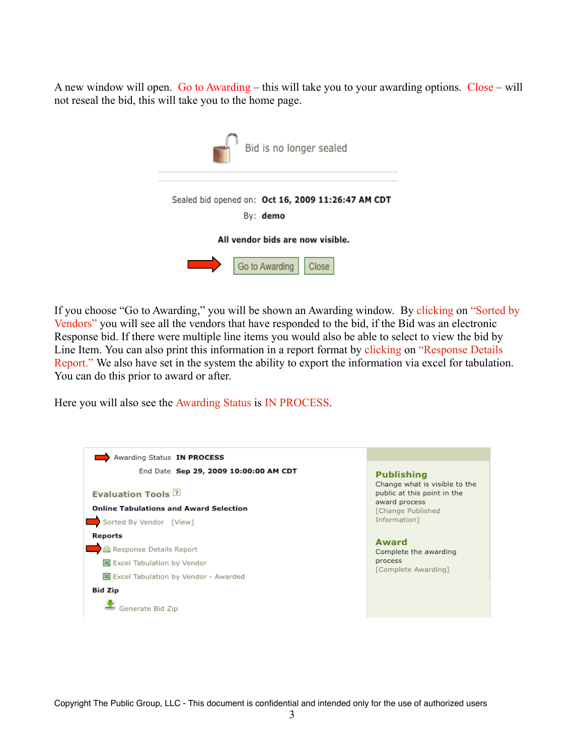A new window will open. Go to Awarding – this will take you to your awarding options. Close – will not reseal the bid, this will take you to the home page.

Bid is no longer sealed

Sealed bid opened on: **Oct 16, 2009 11:26:47 AM CDT**

By: **demo**

**All vendor bids are now visible.**

Go to Awarding | Close

If you choose "Go to Awarding," you will be shown an Awarding window. By clicking on "Sorted by Vendors" you will see all the vendors that have responded to the bid, if the Bid was an electronic Response bid. If there were multiple line items you would also be able to select to view the bid by Line Item. You can also print this information in a report format by clicking on "Response Details Report." We also have set in the system the ability to export the information via excel for tabulation. You can do this prior to award or after.

Here you will also see the Awarding Status is IN PROCESS.

Awarding Status **IN PROCESS**

End Date **Sep 29, 2009 10:00:00 AM CDT**

**Evaluation Tools**

**Online Tabulations and Award Selection**

Sorted By Vendor [View]

**Reports**

Response Details Report

Excel Tabulation by Vendor

Excel Tabulation by Vendor - Awarded

**Bid Zip**

Generate Bid Zip

**Publishing**

Change what is visible to the public at this point in the award process

[Change Published Information]

**Award**

Complete the awarding process

[Complete Awarding]

Copyright The Public Group, LLC - This document is confidential and intended only for the use of authorized users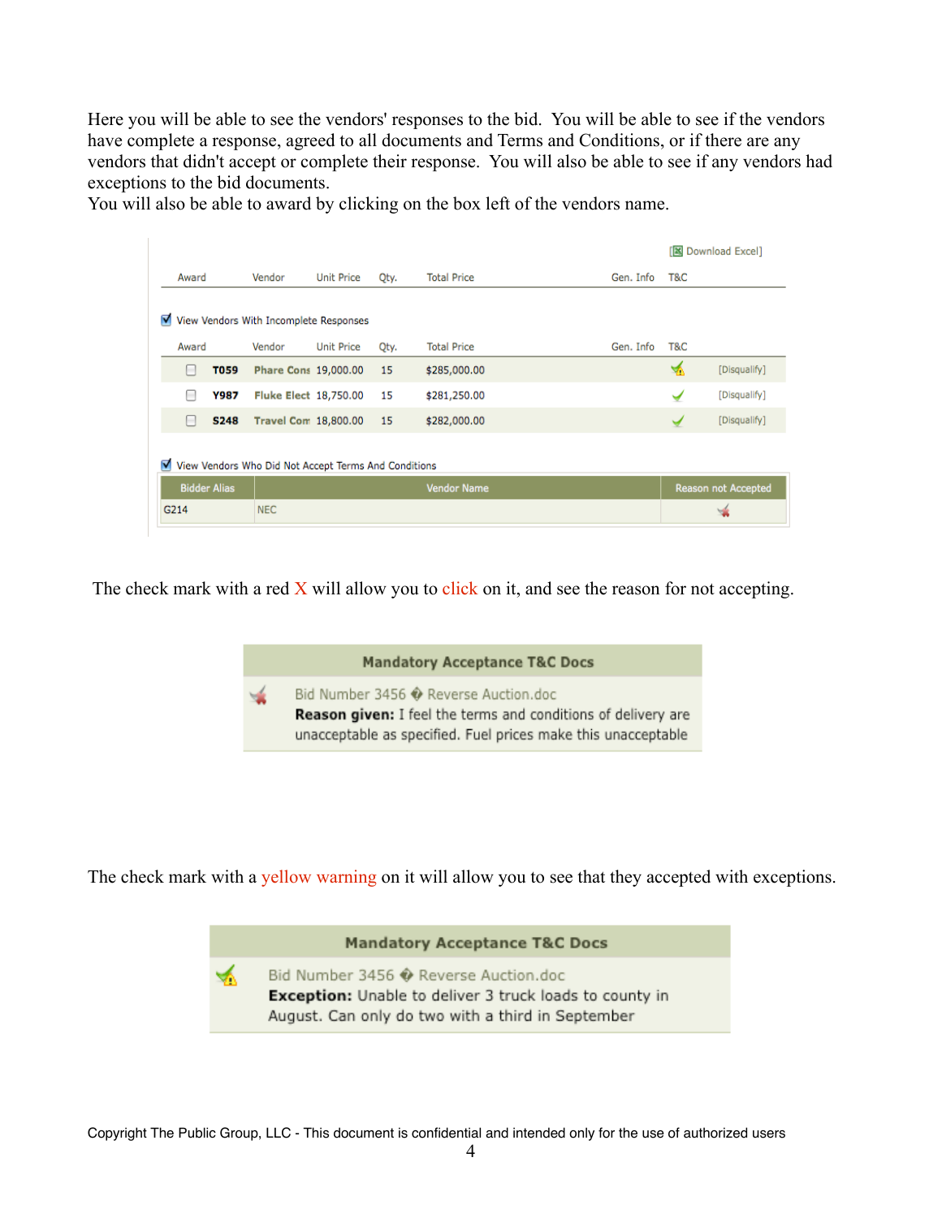Here you will be able to see the vendors' responses to the bid. You will be able to see if the vendors have complete a response, agreed to all documents and Terms and Conditions, or if there are any vendors that didn't accept or complete their response. You will also be able to see if any vendors had exceptions to the bid documents.
You will also be able to award by clicking on the box left of the vendors name.

[Download Excel]

| Award | Vendor | Unit Price | Qty. | Total Price | Gen. Info | T&C |
|---|---|---|---|---|---|---|

☑ View Vendors With Incomplete Responses

| Award | | Vendor | Unit Price | Qty. | Total Price | Gen. Info | T&C | |
|---|---|---|---|---|---|---|---|---|
| ☐ | T059 | Phare Cons | 19,000.00 | 15 | $285,000.00 | | ✓⚠ | [Disqualify] |
| ☐ | Y987 | Fluke Elect | 18,750.00 | 15 | $281,250.00 | | ✓ | [Disqualify] |
| ☐ | S248 | Travel Com | 18,800.00 | 15 | $282,000.00 | | ✓ | [Disqualify] |

☑ View Vendors Who Did Not Accept Terms And Conditions

| Bidder Alias | Vendor Name | Reason not Accepted |
|---|---|---|
| G214 | NEC | ✗ |

The check mark with a red X will allow you to click on it, and see the reason for not accepting.

| Mandatory Acceptance T&C Docs |
|---|
| Bid Number 3456 � Reverse Auction.doc<br>**Reason given:** I feel the terms and conditions of delivery are unacceptable as specified. Fuel prices make this unacceptable |

The check mark with a yellow warning on it will allow you to see that they accepted with exceptions.

| Mandatory Acceptance T&C Docs |
|---|
| Bid Number 3456 � Reverse Auction.doc<br>**Exception:** Unable to deliver 3 truck loads to county in August. Can only do two with a third in September |

Copyright The Public Group, LLC - This document is confidential and intended only for the use of authorized users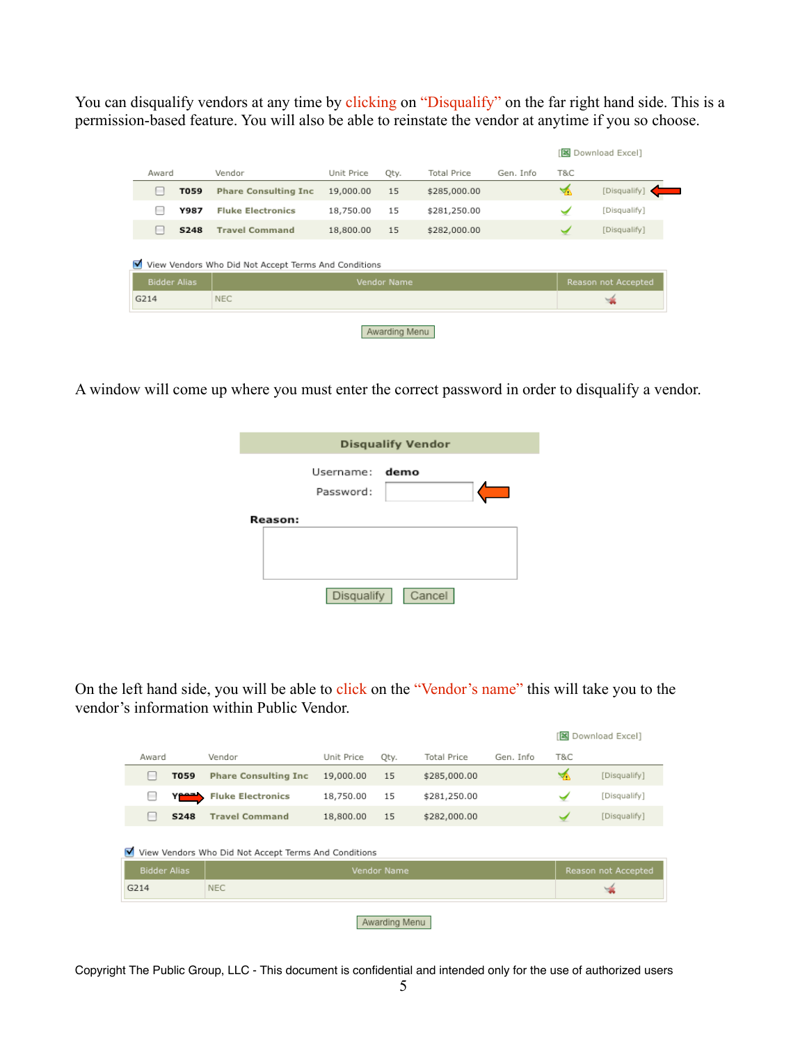You can disqualify vendors at any time by clicking on "Disqualify" on the far right hand side. This is a permission-based feature. You will also be able to reinstate the vendor at anytime if you so choose.

[Download Excel]

| Award | Vendor | | Unit Price | Qty. | Total Price | Gen. Info | T&C | |
|---|---|---|---|---|---|---|---|---|
| ☐ | T059 | Phare Consulting Inc | 19,000.00 | 15 | $285,000.00 | | | [Disqualify] |
| ☐ | Y987 | Fluke Electronics | 18,750.00 | 15 | $281,250.00 | | | [Disqualify] |
| ☐ | S248 | Travel Command | 18,800.00 | 15 | $282,000.00 | | | [Disqualify] |

☑ View Vendors Who Did Not Accept Terms And Conditions

| Bidder Alias | Vendor Name | Reason not Accepted |
|---|---|---|
| G214 | NEC | |

Awarding Menu

A window will come up where you must enter the correct password in order to disqualify a vendor.

**Disqualify Vendor**

Username: **demo**

Password:

**Reason:**

Disqualify | Cancel

On the left hand side, you will be able to click on the "Vendor's name" this will take you to the vendor's information within Public Vendor.

[Download Excel]

| Award | Vendor | | Unit Price | Qty. | Total Price | Gen. Info | T&C | |
|---|---|---|---|---|---|---|---|---|
| ☐ | T059 | Phare Consulting Inc | 19,000.00 | 15 | $285,000.00 | | | [Disqualify] |
| ☐ | Y987 | Fluke Electronics | 18,750.00 | 15 | $281,250.00 | | | [Disqualify] |
| ☐ | S248 | Travel Command | 18,800.00 | 15 | $282,000.00 | | | [Disqualify] |

☑ View Vendors Who Did Not Accept Terms And Conditions

| Bidder Alias | Vendor Name | Reason not Accepted |
|---|---|---|
| G214 | NEC | |

Awarding Menu

Copyright The Public Group, LLC - This document is confidential and intended only for the use of authorized users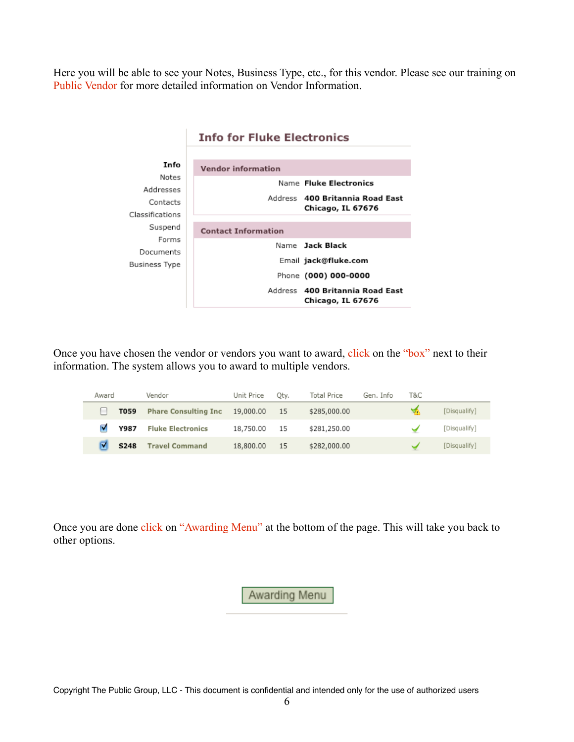Here you will be able to see your Notes, Business Type, etc., for this vendor. Please see our training on Public Vendor for more detailed information on Vendor Information.

**Info for Fluke Electronics**

- **Info**
- Notes
- Addresses
- Contacts
- Classifications
- Suspend
- Forms
- Documents
- Business Type

**Vendor information**

| | |
|---|---|
| Name | **Fluke Electronics** |
| Address | **400 Britannia Road East Chicago, IL 67676** |

**Contact Information**

| | |
|---|---|
| Name | **Jack Black** |
| Email | **jack@fluke.com** |
| Phone | **(000) 000-0000** |
| Address | **400 Britannia Road East Chicago, IL 67676** |

Once you have chosen the vendor or vendors you want to award, click on the "box" next to their information. The system allows you to award to multiple vendors.

| Award | | Vendor | Unit Price | Qty. | Total Price | Gen. Info | T&C | |
|---|---|---|---|---|---|---|---|---|
| ☐ | **T059** | **Phare Consulting Inc** | 19,000.00 | 15 | $285,000.00 | | ✓ | [Disqualify] |
| ☑ | **Y987** | **Fluke Electronics** | 18,750.00 | 15 | $281,250.00 | | ✓ | [Disqualify] |
| ☑ | **S248** | **Travel Command** | 18,800.00 | 15 | $282,000.00 | | ✓ | [Disqualify] |

Once you are done click on "Awarding Menu" at the bottom of the page. This will take you back to other options.

[Awarding Menu]

Copyright The Public Group, LLC - This document is confidential and intended only for the use of authorized users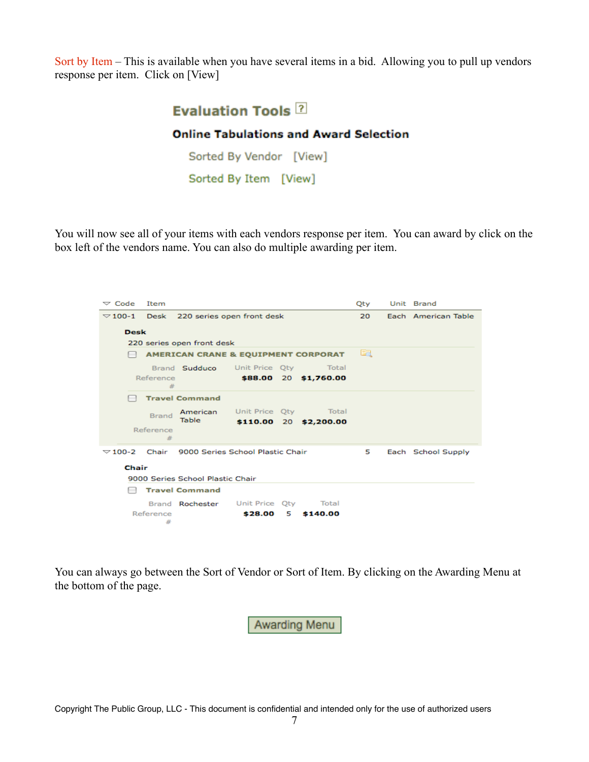Sort by Item – This is available when you have several items in a bid. Allowing you to pull up vendors response per item. Click on [View]

**Evaluation Tools**

**Online Tabulations and Award Selection**

Sorted By Vendor [View]

Sorted By Item [View]

You will now see all of your items with each vendors response per item. You can award by click on the box left of the vendors name. You can also do multiple awarding per item.

| Code | Item | | Qty | Unit | Brand |
|---|---|---|---|---|---|
| 100-1 | Desk | 220 series open front desk | 20 | Each | American Table |

**Desk**

220 series open front desk

- ☐ **AMERICAN CRANE & EQUIPMENT CORPORAT**

| Brand | Sudduco | Unit Price | Qty | Total |
|---|---|---|---|---|
| Reference # | | **$88.00** | 20 | **$1,760.00** |

- ☐ **Travel Command**

| Brand | American Table | Unit Price | Qty | Total |
|---|---|---|---|---|
| Reference # | | **$110.00** | 20 | **$2,200.00** |

| Code | Item | | Qty | Unit | Brand |
|---|---|---|---|---|---|
| 100-2 | Chair | 9000 Series School Plastic Chair | 5 | Each | School Supply |

**Chair**

9000 Series School Plastic Chair

- ☐ **Travel Command**

| Brand | Rochester | Unit Price | Qty | Total |
|---|---|---|---|---|
| Reference # | | **$28.00** | 5 | **$140.00** |

You can always go between the Sort of Vendor or Sort of Item. By clicking on the Awarding Menu at the bottom of the page.

[Awarding Menu]

Copyright The Public Group, LLC - This document is confidential and intended only for the use of authorized users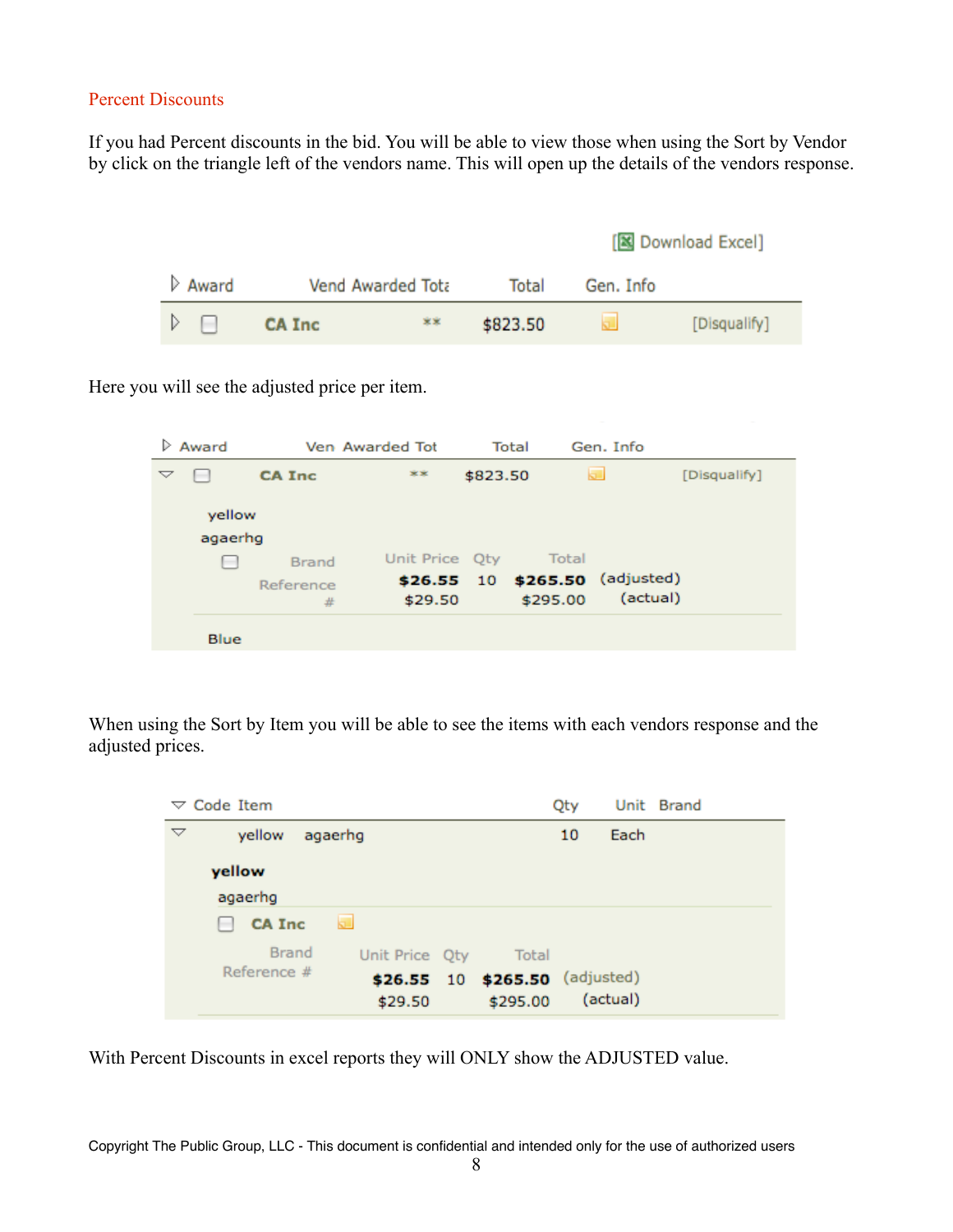## Percent Discounts

If you had Percent discounts in the bid. You will be able to view those when using the Sort by Vendor by click on the triangle left of the vendors name. This will open up the details of the vendors response.

[Download Excel]

| Award | | Vend Awarded Tota | | Total | Gen. Info | |
|---|---|---|---|---|---|---|
| ▷ | ☐ | CA Inc | ** | $823.50 | | [Disqualify] |

Here you will see the adjusted price per item.

| Award | | Ven Awarded Tot | | Total | Gen. Info | |
|---|---|---|---|---|---|---|
| ▽ | ☐ | CA Inc | ** | $823.50 | | [Disqualify] |

yellow
agaerhg

| | Brand | Unit Price | Qty | Total | |
|---|---|---|---|---|---|
| ☐ | Reference # | **$26.55** | 10 | **$265.50** | (adjusted) |
| | | $29.50 | | $295.00 | (actual) |

Blue

When using the Sort by Item you will be able to see the items with each vendors response and the adjusted prices.

| Code | Item | Qty | Unit | Brand |
|---|---|---|---|---|
| yellow | agaerhg | 10 | Each | |

**yellow**
agaerhg

☐ **CA Inc**

| Brand | Unit Price | Qty | Total | |
|---|---|---|---|---|
| Reference # | **$26.55** | 10 | **$265.50** | (adjusted) |
| | $29.50 | | $295.00 | (actual) |

With Percent Discounts in excel reports they will ONLY show the ADJUSTED value.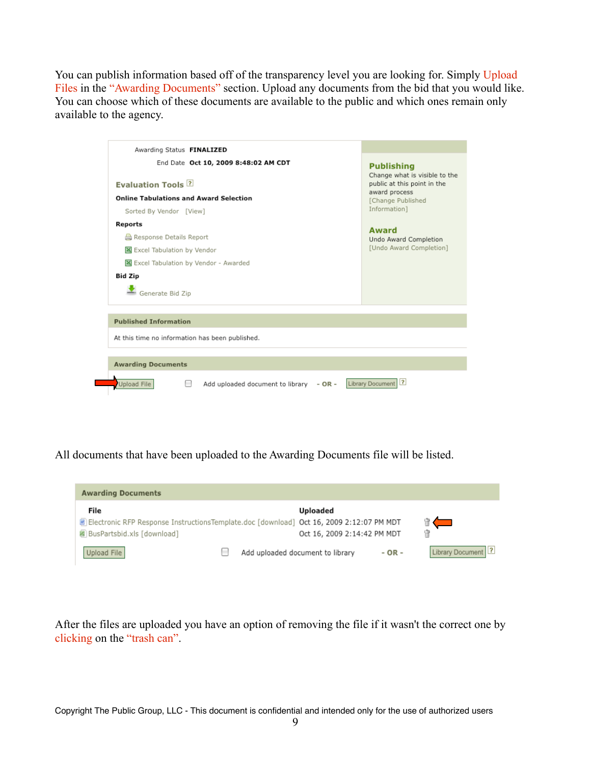You can publish information based off of the transparency level you are looking for. Simply Upload Files in the "Awarding Documents" section. Upload any documents from the bid that you would like. You can choose which of these documents are available to the public and which ones remain only available to the agency.

Awarding Status **FINALIZED**

End Date **Oct 10, 2009 8:48:02 AM CDT**

**Evaluation Tools**

**Online Tabulations and Award Selection**

Sorted By Vendor [View]

**Reports**

Response Details Report

Excel Tabulation by Vendor

Excel Tabulation by Vendor - Awarded

**Bid Zip**

Generate Bid Zip

**Publishing**

Change what is visible to the public at this point in the award process

[Change Published Information]

**Award**

Undo Award Completion

[Undo Award Completion]

**Published Information**

At this time no information has been published.

**Awarding Documents**

Upload File | Add uploaded document to library - OR - Library Document

All documents that have been uploaded to the Awarding Documents file will be listed.

**Awarding Documents**

| File | Uploaded |
| --- | --- |
| Electronic RFP Response InstructionsTemplate.doc [download] | Oct 16, 2009 2:12:07 PM MDT |
| BusPartsbid.xls [download] | Oct 16, 2009 2:14:42 PM MDT |

Upload File | Add uploaded document to library - OR - Library Document

After the files are uploaded you have an option of removing the file if it wasn't the correct one by clicking on the "trash can".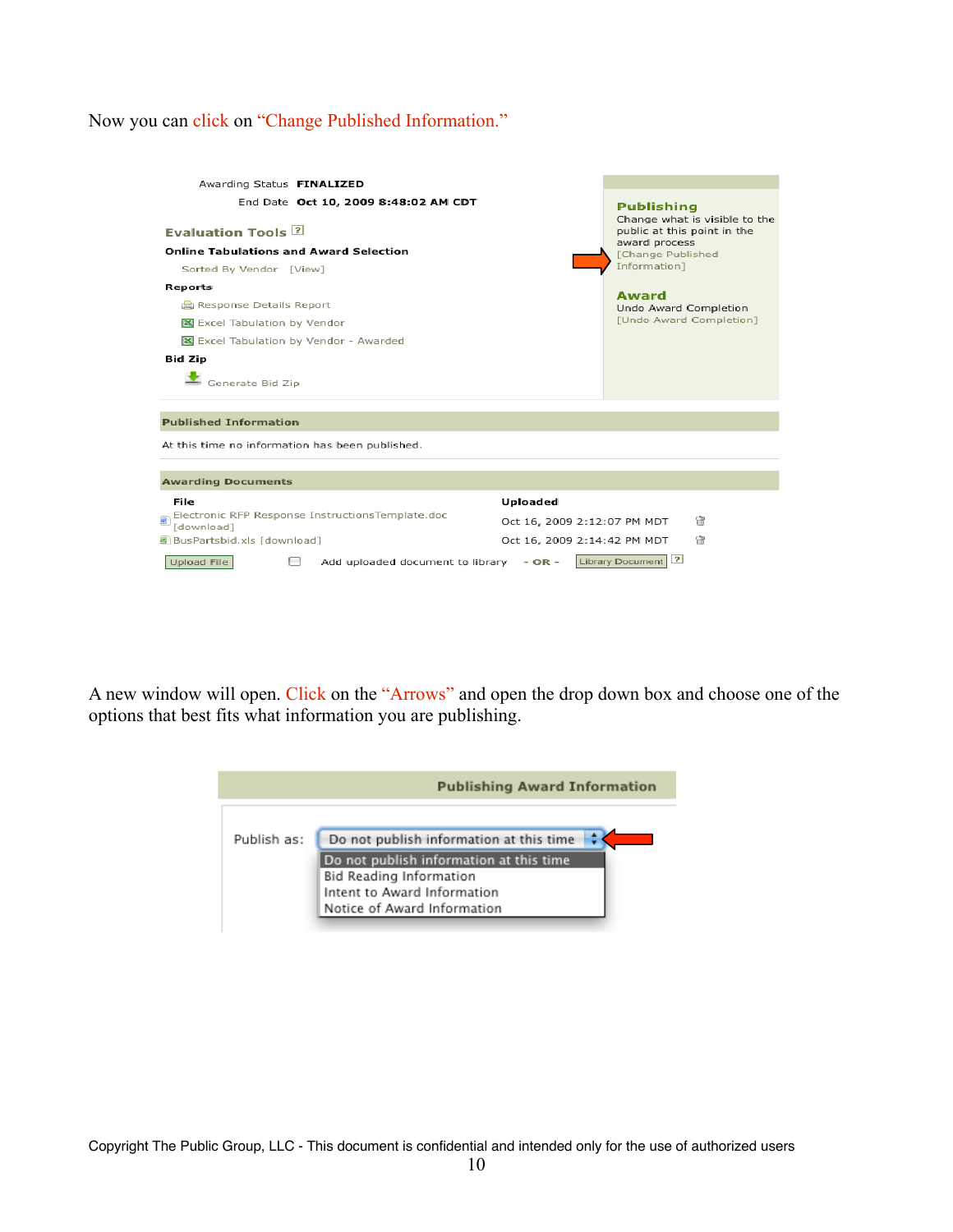Now you can click on "Change Published Information."

Awarding Status **FINALIZED**

End Date **Oct 10, 2009 8:48:02 AM CDT**

**Evaluation Tools** [?]

**Online Tabulations and Award Selection**

Sorted By Vendor [View]

**Reports**

Response Details Report

Excel Tabulation by Vendor

Excel Tabulation by Vendor - Awarded

**Bid Zip**

Generate Bid Zip

**Publishing**

Change what is visible to the public at this point in the award process

[Change Published Information]

**Award**

Undo Award Completion

[Undo Award Completion]

**Published Information**

At this time no information has been published.

**Awarding Documents**

| File | Uploaded |
|---|---|
| Electronic RFP Response InstructionsTemplate.doc [download] | Oct 16, 2009 2:12:07 PM MDT |
| BusPartsbid.xls [download] | Oct 16, 2009 2:14:42 PM MDT |

Upload File | Add uploaded document to library - OR - Library Document [?]

A new window will open. Click on the "Arrows" and open the drop down box and choose one of the options that best fits what information you are publishing.

**Publishing Award Information**

Publish as: Do not publish information at this time

- Do not publish information at this time
- Bid Reading Information
- Intent to Award Information
- Notice of Award Information

Copyright The Public Group, LLC - This document is confidential and intended only for the use of authorized users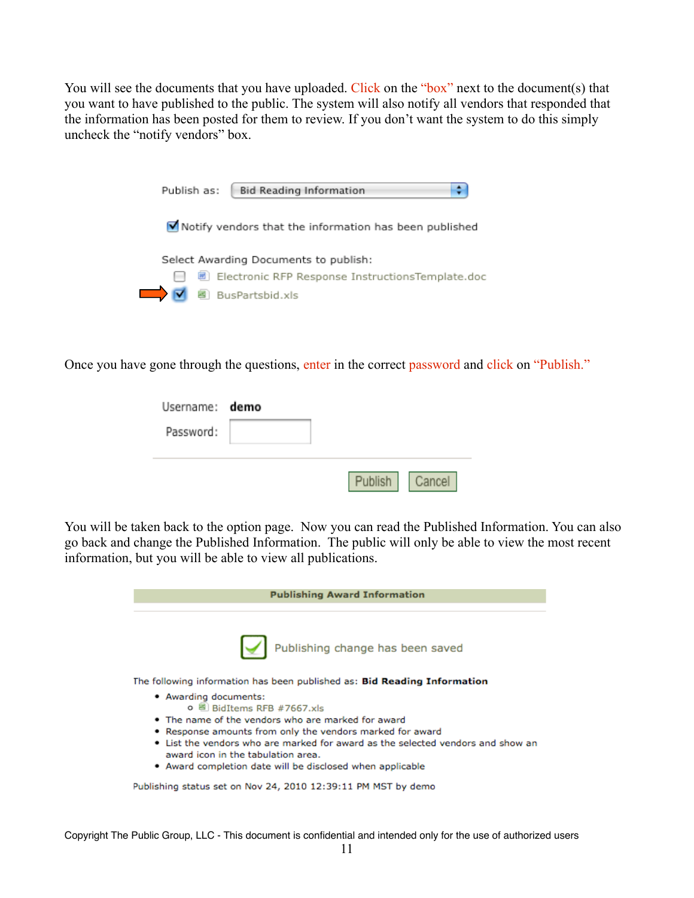You will see the documents that you have uploaded. Click on the "box" next to the document(s) that you want to have published to the public. The system will also notify all vendors that responded that the information has been posted for them to review. If you don't want the system to do this simply uncheck the "notify vendors" box.

Publish as: Bid Reading Information

☑ Notify vendors that the information has been published

Select Awarding Documents to publish:

- ☐ Electronic RFP Response InstructionsTemplate.doc
- ☑ BusPartsbid.xls

Once you have gone through the questions, enter in the correct password and click on "Publish."

Username: **demo**

Password:

Publish | Cancel

You will be taken back to the option page. Now you can read the Published Information. You can also go back and change the Published Information. The public will only be able to view the most recent information, but you will be able to view all publications.

**Publishing Award Information**

Publishing change has been saved

The following information has been published as: **Bid Reading Information**

- Awarding documents:
  - BidItems RFB #7667.xls
- The name of the vendors who are marked for award
- Response amounts from only the vendors marked for award
- List the vendors who are marked for award as the selected vendors and show an award icon in the tabulation area.
- Award completion date will be disclosed when applicable

Publishing status set on Nov 24, 2010 12:39:11 PM MST by demo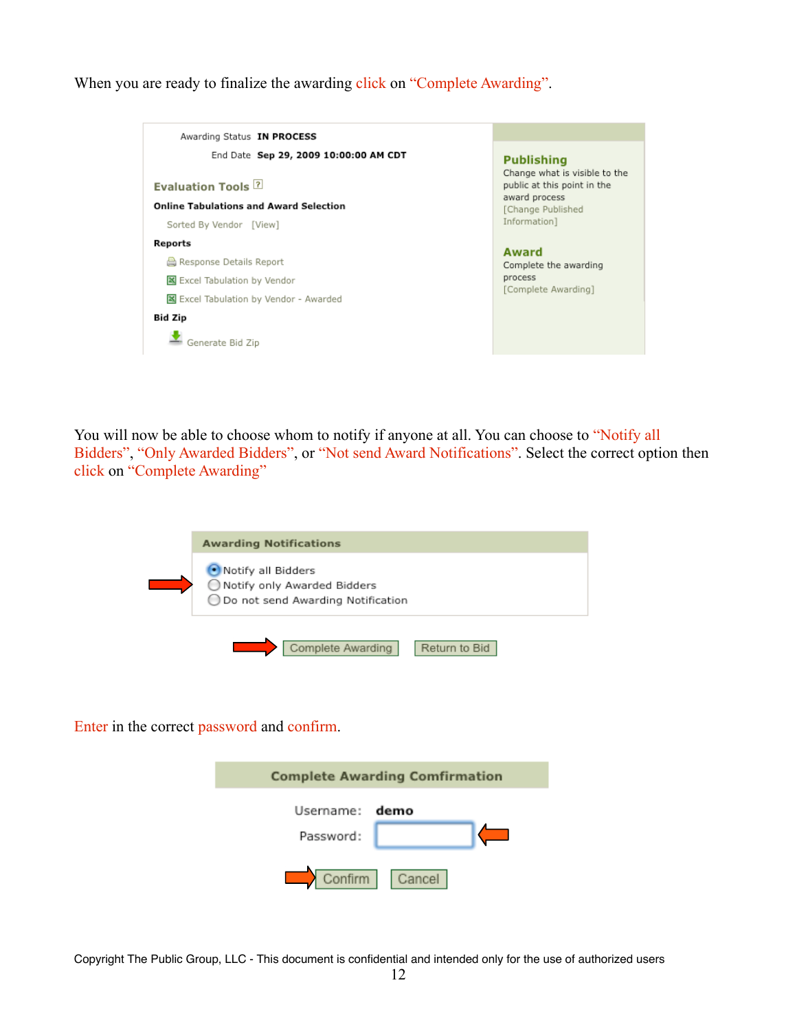When you are ready to finalize the awarding click on “Complete Awarding”.

Awarding Status IN PROCESS

End Date Sep 29, 2009 10:00:00 AM CDT

Evaluation Tools

Online Tabulations and Award Selection

Sorted By Vendor [View]

Reports

Response Details Report

Excel Tabulation by Vendor

Excel Tabulation by Vendor - Awarded

Bid Zip

Generate Bid Zip

Publishing

Change what is visible to the public at this point in the award process

[Change Published Information]

Award

Complete the awarding process

[Complete Awarding]

You will now be able to choose whom to notify if anyone at all. You can choose to “Notify all Bidders”, “Only Awarded Bidders”, or “Not send Award Notifications”. Select the correct option then click on “Complete Awarding”

Awarding Notifications

- Notify all Bidders
- Notify only Awarded Bidders
- Do not send Awarding Notification

Complete Awarding | Return to Bid

Enter in the correct password and confirm.

Complete Awarding Comfirmation

Username: demo

Password:

Confirm | Cancel

Copyright The Public Group, LLC - This document is confidential and intended only for the use of authorized users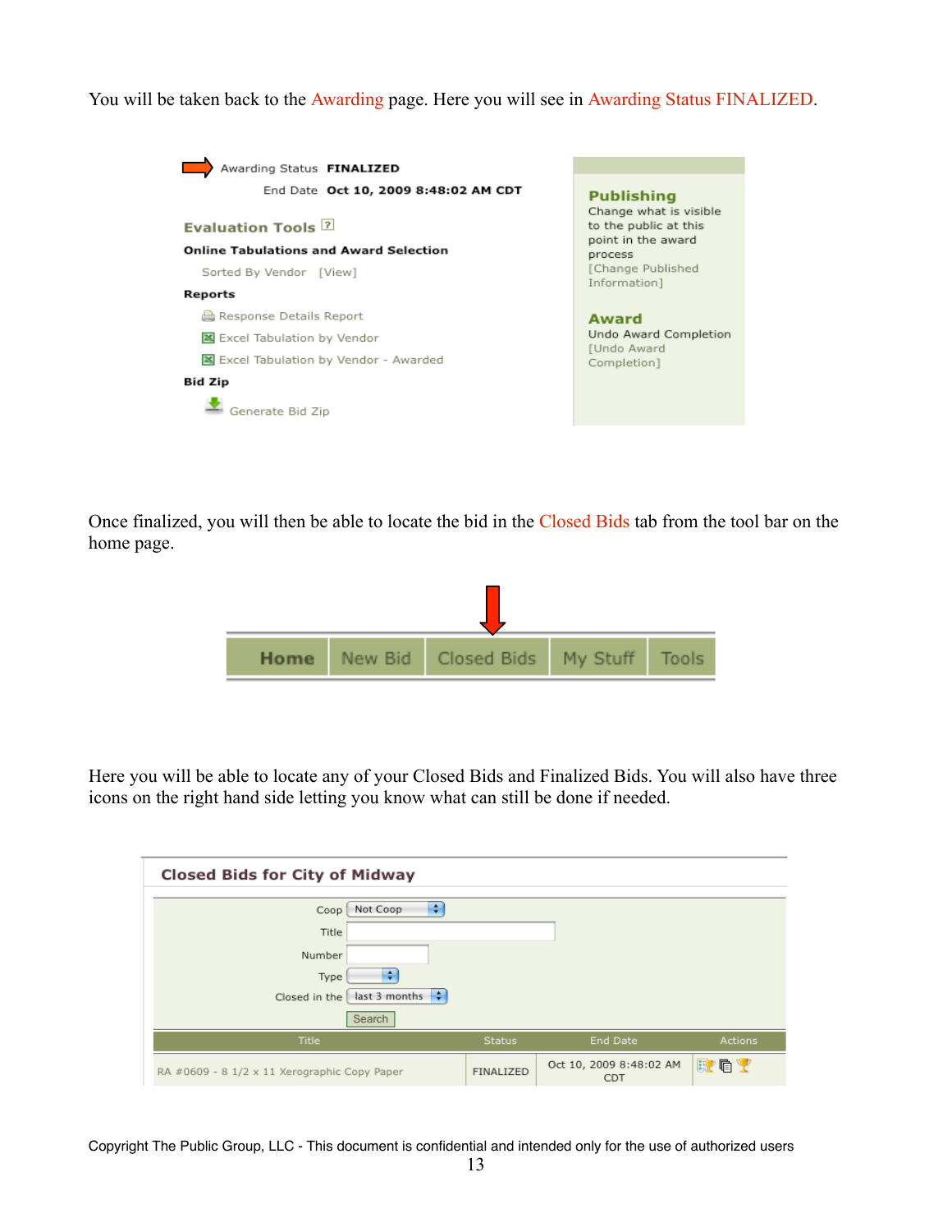You will be taken back to the Awarding page. Here you will see in Awarding Status FINALIZED.

Awarding Status **FINALIZED**

End Date **Oct 10, 2009 8:48:02 AM CDT**

**Evaluation Tools**

**Online Tabulations and Award Selection**

Sorted By Vendor [View]

**Reports**

Response Details Report

Excel Tabulation by Vendor

Excel Tabulation by Vendor - Awarded

**Bid Zip**

Generate Bid Zip

**Publishing**

Change what is visible to the public at this point in the award process

[Change Published Information]

**Award**

Undo Award Completion

[Undo Award Completion]

Once finalized, you will then be able to locate the bid in the Closed Bids tab from the tool bar on the home page.

Home | New Bid | Closed Bids | My Stuff | Tools

Here you will be able to locate any of your Closed Bids and Finalized Bids. You will also have three icons on the right hand side letting you know what can still be done if needed.

**Closed Bids for City of Midway**

Coop: Not Coop

Title:

Number:

Type:

Closed in the: last 3 months

Search

| Title | Status | End Date | Actions |
|---|---|---|---|
| RA #0609 - 8 1/2 x 11 Xerographic Copy Paper | FINALIZED | Oct 10, 2009 8:48:02 AM CDT | |

Copyright The Public Group, LLC - This document is confidential and intended only for the use of authorized users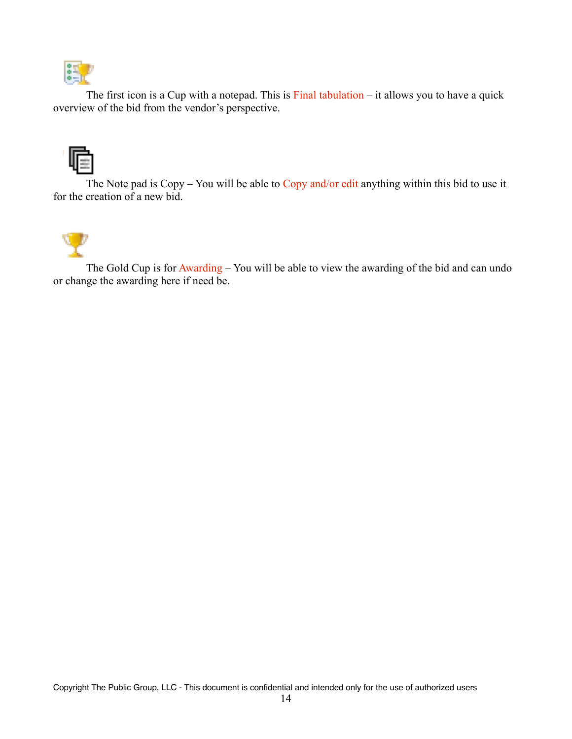The first icon is a Cup with a notepad. This is Final tabulation – it allows you to have a quick overview of the bid from the vendor's perspective.

The Note pad is Copy – You will be able to Copy and/or edit anything within this bid to use it for the creation of a new bid.

The Gold Cup is for Awarding – You will be able to view the awarding of the bid and can undo or change the awarding here if need be.

Copyright The Public Group, LLC - This document is confidential and intended only for the use of authorized users